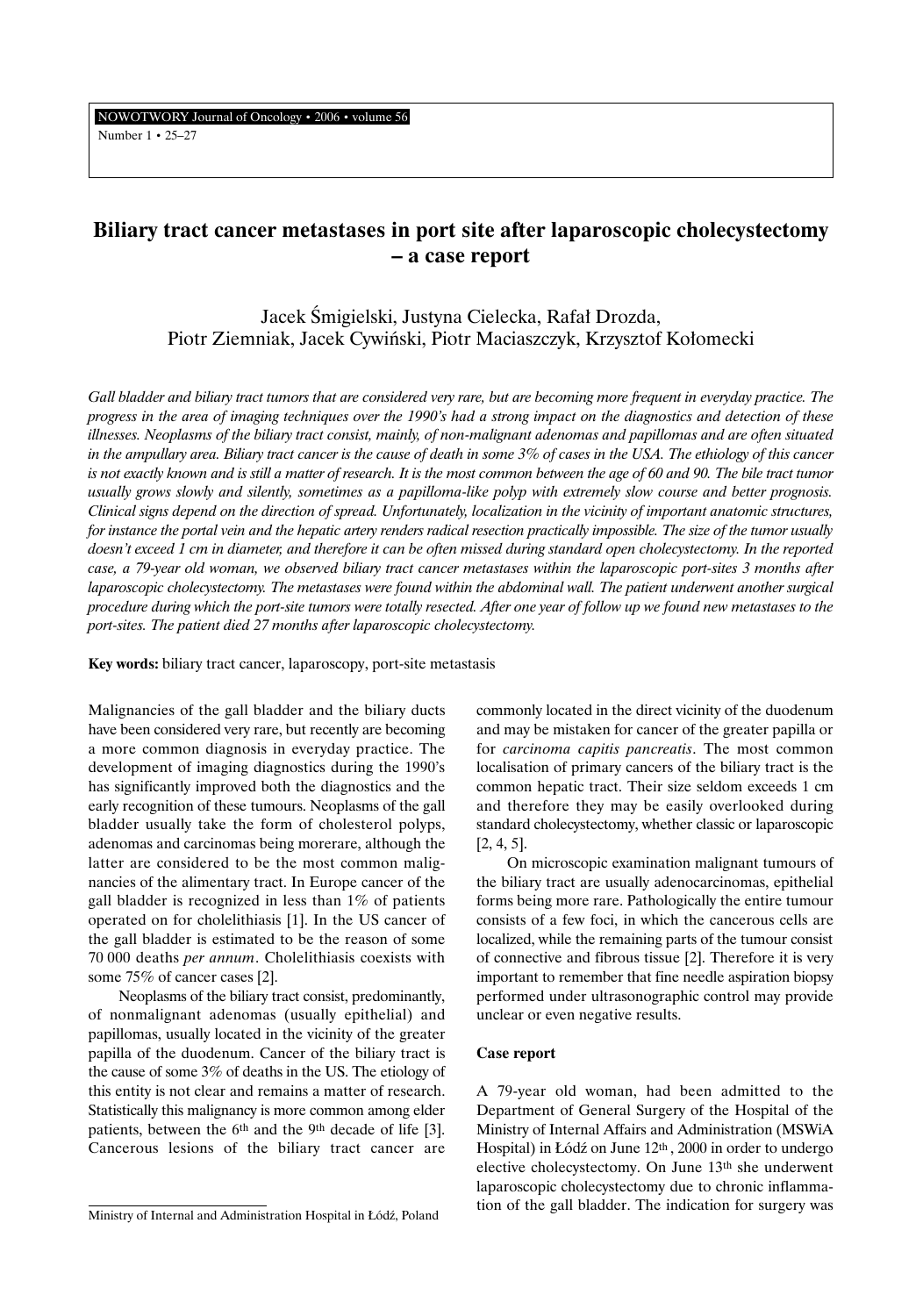# Biliary tract cancer metastases in port site after laparoscopic cholecystectomy – a case report

Jacek Śmigielski, Justyna Cielecka, Rafał Drozda, Piotr Ziemniak, Jacek Cywiński, Piotr Maciaszczyk, Krzysztof Kołomecki

*Gall bladder and biliary tract tumors that are considered very rare, but are becoming more frequent in everyday practice. The progress in the area of imaging techniques over the 1990's had a strong impact on the diagnostics and detection of these illnesses. Neoplasms of the biliary tract consist, mainly, of non-malignant adenomas and papillomas and are often situated in the ampullary area. Biliary tract cancer is the cause of death in some 3% of cases in the USA. The ethiology of this cancer is not exactly known and is still a matter of research. It is the most common between the age of 60 and 90. The bile tract tumor usually grows slowly and silently, sometimes as a papilloma-like polyp with extremely slow course and better prognosis. Clinical signs depend on the direction of spread. Unfortunately, localization in the vicinity of important anatomic structures, for instance the portal vein and the hepatic artery renders radical resection practically impossible. The size of the tumor usually doesn't exceed 1 cm in diameter, and therefore it can be often missed during standard open cholecystectomy. In the reported case, a 79-year old woman, we observed biliary tract cancer metastases within the laparoscopic port-sites 3 months after laparoscopic cholecystectomy. The metastases were found within the abdominal wall. The patient underwent another surgical procedure during which the port-site tumors were totally resected. After one year of follow up we found new metastases to the port-sites. The patient died 27 months after laparoscopic cholecystectomy.*

**Key words:** biliary tract cancer, laparoscopy, port-site metastasis

Malignancies of the gall bladder and the biliary ducts have been considered very rare, but recently are becoming a more common diagnosis in everyday practice. The development of imaging diagnostics during the 1990's has significantly improved both the diagnostics and the early recognition of these tumours. Neoplasms of the gall bladder usually take the form of cholesterol polyps, adenomas and carcinomas being morerare, although the latter are considered to be the most common malignancies of the alimentary tract. In Europe cancer of the gall bladder is recognized in less than 1% of patients operated on for cholelithiasis [1]. In the US cancer of the gall bladder is estimated to be the reason of some 70 000 deaths *per annum*. Cholelithiasis coexists with some 75% of cancer cases [2].

Neoplasms of the biliary tract consist, predominantly, of nonmalignant adenomas (usually epithelial) and papillomas, usually located in the vicinity of the greater papilla of the duodenum. Cancer of the biliary tract is the cause of some 3% of deaths in the US. The etiology of this entity is not clear and remains a matter of research. Statistically this malignancy is more common among elder patients, between the 6th and the 9th decade of life [3]. Cancerous lesions of the biliary tract cancer are commonly located in the direct vicinity of the duodenum and may be mistaken for cancer of the greater papilla or for *carcinoma capitis pancreatis*. The most common localisation of primary cancers of the biliary tract is the common hepatic tract. Their size seldom exceeds 1 cm and therefore they may be easily overlooked during standard cholecystectomy, whether classic or laparoscopic [2, 4, 5].

On microscopic examination malignant tumours of the biliary tract are usually adenocarcinomas, epithelial forms being more rare. Pathologically the entire tumour consists of a few foci, in which the cancerous cells are localized, while the remaining parts of the tumour consist of connective and fibrous tissue [2]. Therefore it is very important to remember that fine needle aspiration biopsy performed under ultrasonographic control may provide unclear or even negative results.

## Case report

A 79-year old woman, had been admitted to the Department of General Surgery of the Hospital of the Ministry of Internal Affairs and Administration (MSWiA Hospital) in Łódź on June 12th, 2000 in order to undergo elective cholecystectomy. On June 13th she underwent laparoscopic cholecystectomy due to chronic inflammation of the gall bladder. The indication for surgery was

Ministry of Internal and Administration Hospital in Łódź, Poland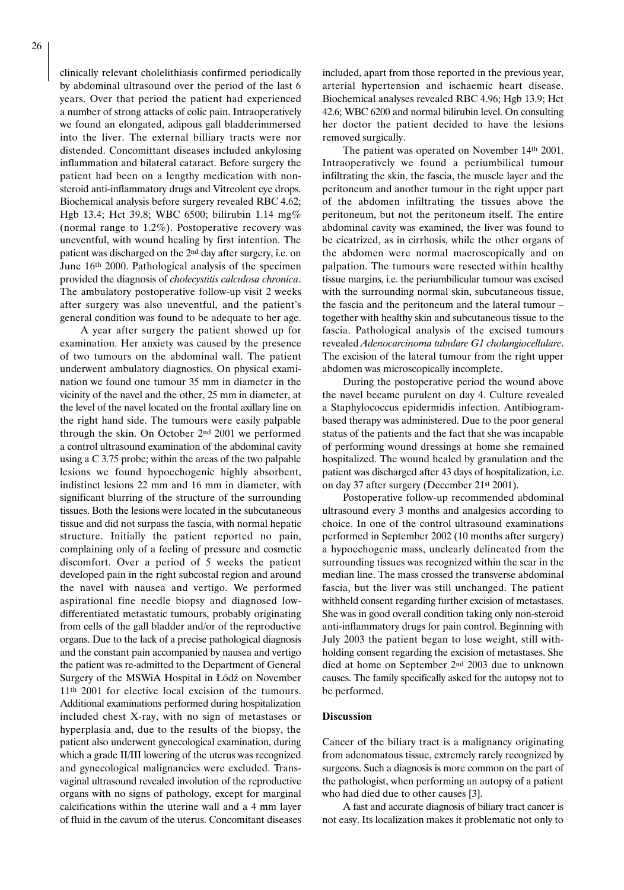clinically relevant cholelithiasis confirmed periodically by abdominal ultrasound over the period of the last 6 years. Over that period the patient had experienced a number of strong attacks of colic pain. Intraoperatively we found an elongated, adipous gall bladderimmersed into the liver. The external billiary tracts were nor distended. Concomittant diseases included ankylosing inflammation and bilateral cataract. Before surgery the patient had been on a lengthy medication with non-steroid anti-inflammatory drugs and Vitreolent eye drops. Biochemical analysis before surgery revealed RBC 4.62; Hgb 13.4; Hct 39.8; WBC 6500; bilirubin 1.14 mg% (normal range to 1.2%). Postoperative recovery was uneventful, with wound healing by first intention. The patient was discharged on the 2nd day after surgery, i.e. on June 16th 2000. Pathological analysis of the specimen provided the diagnosis of *cholecystitis calculosa chronica*. The ambulatory postoperative follow-up visit 2 weeks after surgery was also uneventful, and the patient's general condition was found to be adequate to her age.

A year after surgery the patient showed up for examination. Her anxiety was caused by the presence of two tumours on the abdominal wall. The patient underwent ambulatory diagnostics. On physical examination we found one tumour 35 mm in diameter in the vicinity of the navel and the other, 25 mm in diameter, at the level of the navel located on the frontal axillary line on the right hand side. The tumours were easily palpable through the skin. On October 2nd 2001 we performed a control ultrasound examination of the abdominal cavity using a C 3.75 probe; within the areas of the two palpable lesions we found hypoechogenic highly absorbent, indistinct lesions 22 mm and 16 mm in diameter, with significant blurring of the structure of the surrounding tissues. Both the lesions were located in the subcutaneous tissue and did not surpass the fascia, with normal hepatic structure. Initially the patient reported no pain, complaining only of a feeling of pressure and cosmetic discomfort. Over a period of 5 weeks the patient developed pain in the right subcostal region and around the navel with nausea and vertigo. We performed aspirational fine needle biopsy and diagnosed low-differentiated metastatic tumours, probably originating from cells of the gall bladder and/or of the reproductive organs. Due to the lack of a precise pathological diagnosis and the constant pain accompanied by nausea and vertigo the patient was re-admitted to the Department of General Surgery of the MSWiA Hospital in Łódź on November 11th 2001 for elective local excision of the tumours. Additional examinations performed during hospitalization included chest X-ray, with no sign of metastases or hyperplasia and, due to the results of the biopsy, the patient also underwent gynecological examination, during which a grade II/III lowering of the uterus was recognized and gynecological malignancies were excluded. Transvaginal ultrasound revealed involution of the reproductive organs with no signs of pathology, except for marginal calcifications within the uterine wall and a 4 mm layer of fluid in the cavum of the uterus. Concomitant diseases included, apart from those reported in the previous year, arterial hypertension and ischaemic heart disease. Biochemical analyses revealed RBC 4.96; Hgb 13.9; Hct 42.6; WBC 6200 and normal bilirubin level. On consulting her doctor the patient decided to have the lesions removed surgically.

The patient was operated on November 14th 2001. Intraoperatively we found a periumbilical tumour infiltrating the skin, the fascia, the muscle layer and the peritoneum and another tumour in the right upper part of the abdomen infiltrating the tissues above the peritoneum, but not the peritoneum itself. The entire abdominal cavity was examined, the liver was found to be cicatrized, as in cirrhosis, while the other organs of the abdomen were normal macroscopically and on palpation. The tumours were resected within healthy tissue margins, i.e. the periumbilicular tumour was excised with the surrounding normal skin, subcutaneous tissue, the fascia and the peritoneum and the lateral tumour – together with healthy skin and subcutaneous tissue to the fascia. Pathological analysis of the excised tumours revealed *Adenocarcinoma tubulare G1 cholangiocellulare*. The excision of the lateral tumour from the right upper abdomen was microscopically incomplete.

During the postoperative period the wound above the navel became purulent on day 4. Culture revealed a Staphylococcus epidermidis infection. Antibiogram-based therapy was administered. Due to the poor general status of the patients and the fact that she was incapable of performing wound dressings at home she remained hospitalized. The wound healed by granulation and the patient was discharged after 43 days of hospitalization, i.e. on day 37 after surgery (December 21st 2001).

Postoperative follow-up recommended abdominal ultrasound every 3 months and analgesics according to choice. In one of the control ultrasound examinations performed in September 2002 (10 months after surgery) a hypoechogenic mass, unclearly delineated from the surrounding tissues was recognized within the scar in the median line. The mass crossed the transverse abdominal fascia, but the liver was still unchanged. The patient withheld consent regarding further excision of metastases. She was in good overall condition taking only non-steroid anti-inflammatory drugs for pain control. Beginning with July 2003 the patient began to lose weight, still withholding consent regarding the excision of metastases. She died at home on September 2nd 2003 due to unknown causes. The family specifically asked for the autopsy not to be performed.

## Discussion

Cancer of the biliary tract is a malignancy originating from adenomatous tissue, extremely rarely recognized by surgeons. Such a diagnosis is more common on the part of the pathologist, when performing an autopsy of a patient who had died due to other causes [3].

A fast and accurate diagnosis of biliary tract cancer is not easy. Its localization makes it problematic not only to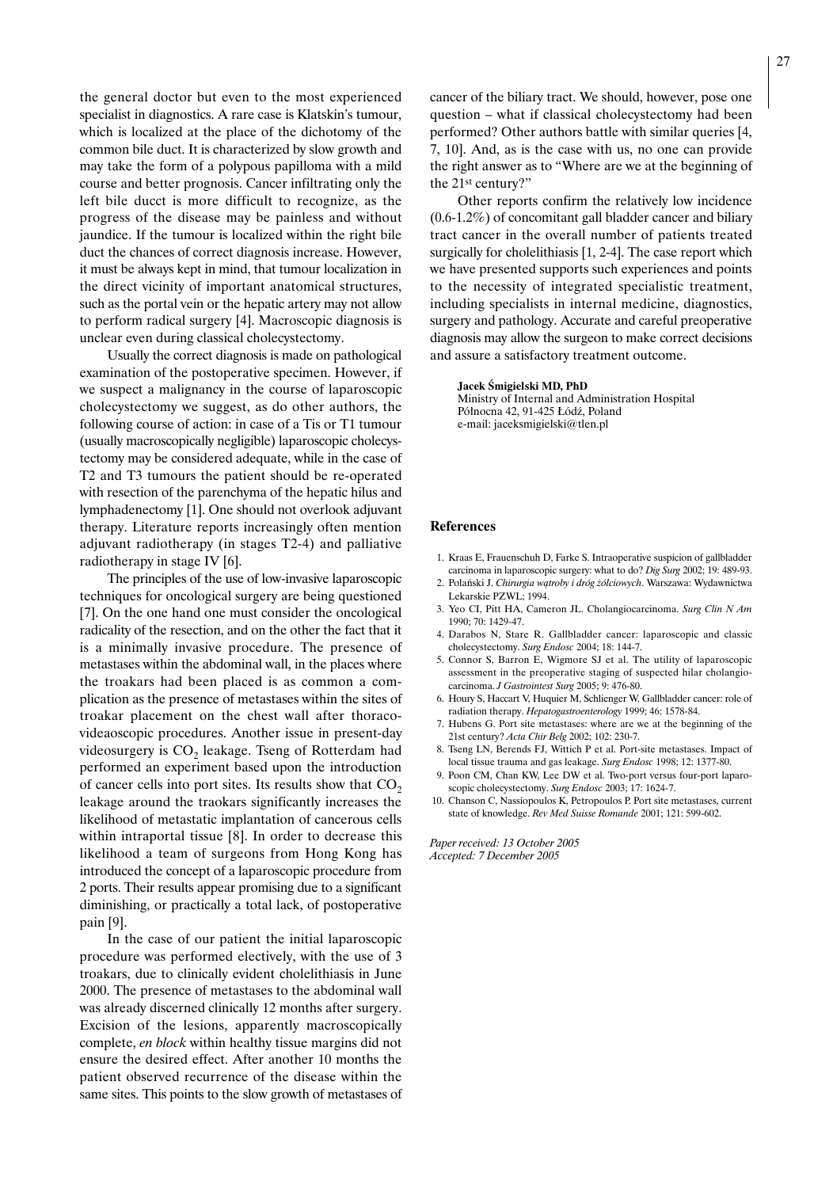the general doctor but even to the most experienced specialist in diagnostics. A rare case is Klatskin's tumour, which is localized at the place of the dichotomy of the common bile duct. It is characterized by slow growth and may take the form of a polypous papilloma with a mild course and better prognosis. Cancer infiltrating only the left bile ducct is more difficult to recognize, as the progress of the disease may be painless and without jaundice. If the tumour is localized within the right bile duct the chances of correct diagnosis increase. However, it must be always kept in mind, that tumour localization in the direct vicinity of important anatomical structures, such as the portal vein or the hepatic artery may not allow to perform radical surgery [4]. Macroscopic diagnosis is unclear even during classical cholecystectomy.

Usually the correct diagnosis is made on pathological examination of the postoperative specimen. However, if we suspect a malignancy in the course of laparoscopic cholecystectomy we suggest, as do other authors, the following course of action: in case of a Tis or T1 tumour (usually macroscopically negligible) laparoscopic cholecystectomy may be considered adequate, while in the case of T2 and T3 tumours the patient should be re-operated with resection of the parenchyma of the hepatic hilus and lymphadenectomy [1]. One should not overlook adjuvant therapy. Literature reports increasingly often mention adjuvant radiotherapy (in stages T2-4) and palliative radiotherapy in stage IV [6].

The principles of the use of low-invasive laparoscopic techniques for oncological surgery are being questioned [7]. On the one hand one must consider the oncological radicality of the resection, and on the other the fact that it is a minimally invasive procedure. The presence of metastases within the abdominal wall, in the places where the troakars had been placed is as common a complication as the presence of metastases within the sites of troakar placement on the chest wall after thoracovideoascopic procedures. Another issue in present-day videosurgery is $CO_2$ leakage. Tseng of Rotterdam had performed an experiment based upon the introduction of cancer cells into port sites. Its results show that $CO_2$ leakage around the traokars significantly increases the likelihood of metastatic implantation of cancerous cells within intraportal tissue [8]. In order to decrease this likelihood a team of surgeons from Hong Kong has introduced the concept of a laparoscopic procedure from 2 ports. Their results appear promising due to a significant diminishing, or practically a total lack, of postoperative pain [9].

In the case of our patient the initial laparoscopic procedure was performed electively, with the use of 3 troakars, due to clinically evident cholelithiasis in June 2000. The presence of metastases to the abdominal wall was already discerned clinically 12 months after surgery. Excision of the lesions, apparently macroscopically complete, *en block* within healthy tissue margins did not ensure the desired effect. After another 10 months the patient observed recurrence of the disease within the same sites. This points to the slow growth of metastases of cancer of the biliary tract. We should, however, pose one question – what if classical cholecystectomy had been performed? Other authors battle with similar queries [4, 7, 10]. And, as is the case with us, no one can provide the right answer as to "Where are we at the beginning of the 21st century?"

Other reports confirm the relatively low incidence (0.6-1.2%) of concomitant gall bladder cancer and biliary tract cancer in the overall number of patients treated surgically for cholelithiasis [1, 2-4]. The case report which we have presented supports such experiences and points to the necessity of integrated specialistic treatment, including specialists in internal medicine, diagnostics, surgery and pathology. Accurate and careful preoperative diagnosis may allow the surgeon to make correct decisions and assure a satisfactory treatment outcome.

**Jacek Śmigielski MD, PhD**
Ministry of Internal and Administration Hospital
Północna 42, 91-425 Łódź, Poland
e-mail: jaceksmigielski@tlen.pl

## References

1. Kraas E, Frauenschuh D, Farke S. Intraoperative suspicion of gallbladder carcinoma in laparoscopic surgery: what to do? *Dig Surg* 2002; 19: 489-93.
2. Polański J. *Chirurgia wątroby i dróg żółciowych*. Warszawa: Wydawnictwa Lekarskie PZWL; 1994.
3. Yeo CI, Pitt HA, Cameron JL. Cholangiocarcinoma. *Surg Clin N Am* 1990; 70: 1429-47.
4. Darabos N, Stare R. Gallbladder cancer: laparoscopic and classic cholecystectomy. *Surg Endosc* 2004; 18: 144-7.
5. Connor S, Barron E, Wigmore SJ et al. The utility of laparoscopic assessment in the preoperative staging of suspected hilar cholangiocarcinoma. *J Gastrointest Surg* 2005; 9: 476-80.
6. Houry S, Haccart V, Huquier M, Schlienger W. Gallbladder cancer: role of radiation therapy. *Hepatogastroenterology* 1999; 46: 1578-84.
7. Hubens G. Port site metastases: where are we at the beginning of the 21st century? *Acta Chir Belg* 2002; 102: 230-7.
8. Tseng LN, Berends FJ, Wittich P et al. Port-site metastases. Impact of local tissue trauma and gas leakage. *Surg Endosc* 1998; 12: 1377-80.
9. Poon CM, Chan KW, Lee DW et al. Two-port versus four-port laparoscopic cholecystectomy. *Surg Endosc* 2003; 17: 1624-7.
10. Chanson C, Nassiopoulos K, Petropoulos P. Port site metastases, current state of knowledge. *Rev Med Suisse Romande* 2001; 121: 599-602.

*Paper received: 13 October 2005*
*Accepted: 7 December 2005*